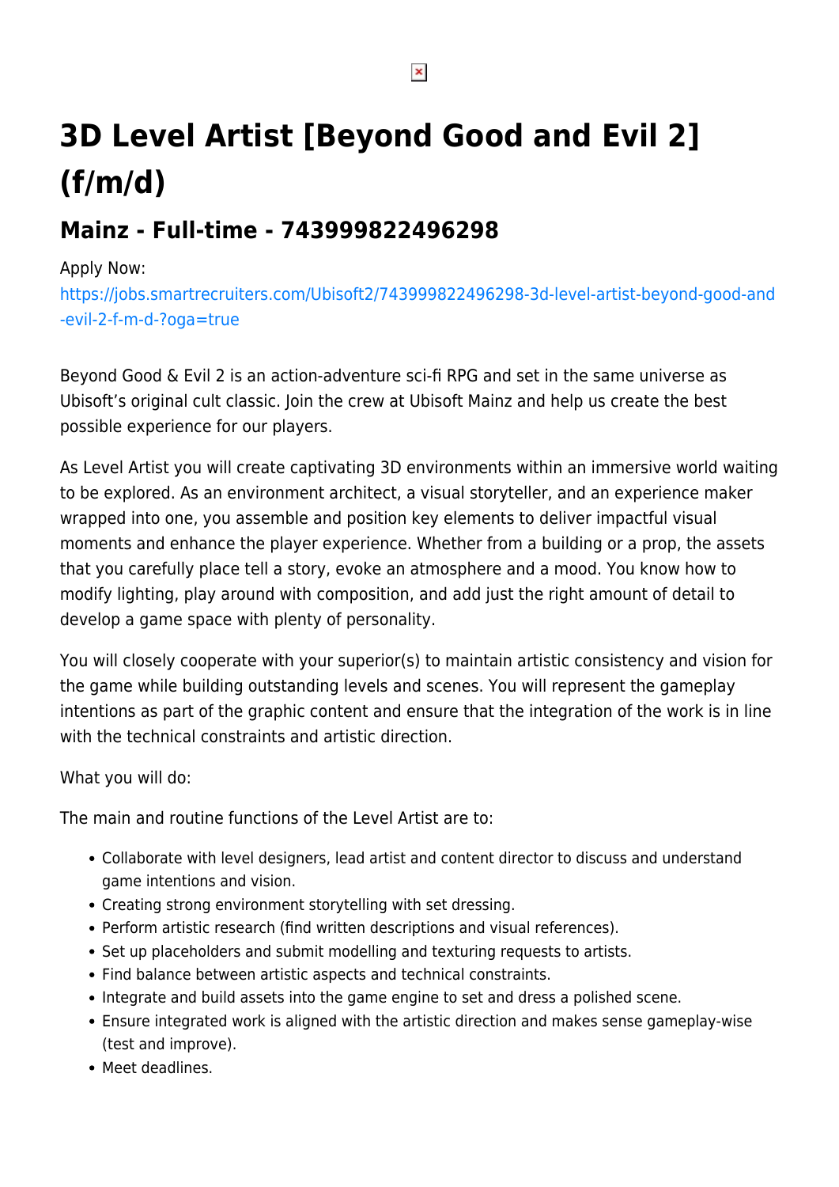# 3D Level Artist [Beyond Good and Evil 2] (f/m/d)

## Mainz - Full-time - 743999822496298

Apply Now:
https://jobs.smartrecruiters.com/Ubisoft2/743999822496298-3d-level-artist-beyond-good-and-evil-2-f-m-d-?oga=true

Beyond Good & Evil 2 is an action-adventure sci-fi RPG and set in the same universe as Ubisoft's original cult classic. Join the crew at Ubisoft Mainz and help us create the best possible experience for our players.

As Level Artist you will create captivating 3D environments within an immersive world waiting to be explored. As an environment architect, a visual storyteller, and an experience maker wrapped into one, you assemble and position key elements to deliver impactful visual moments and enhance the player experience. Whether from a building or a prop, the assets that you carefully place tell a story, evoke an atmosphere and a mood. You know how to modify lighting, play around with composition, and add just the right amount of detail to develop a game space with plenty of personality.

You will closely cooperate with your superior(s) to maintain artistic consistency and vision for the game while building outstanding levels and scenes. You will represent the gameplay intentions as part of the graphic content and ensure that the integration of the work is in line with the technical constraints and artistic direction.

What you will do:

The main and routine functions of the Level Artist are to:

- Collaborate with level designers, lead artist and content director to discuss and understand game intentions and vision.
- Creating strong environment storytelling with set dressing.
- Perform artistic research (find written descriptions and visual references).
- Set up placeholders and submit modelling and texturing requests to artists.
- Find balance between artistic aspects and technical constraints.
- Integrate and build assets into the game engine to set and dress a polished scene.
- Ensure integrated work is aligned with the artistic direction and makes sense gameplay-wise (test and improve).
- Meet deadlines.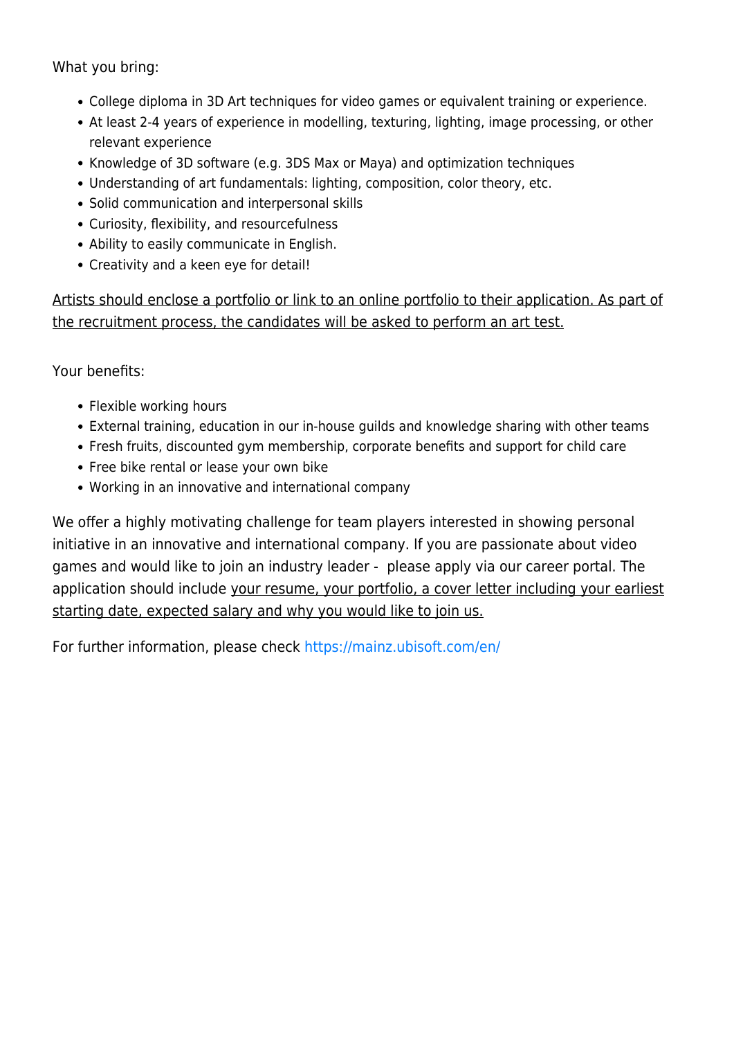What you bring:

- College diploma in 3D Art techniques for video games or equivalent training or experience.
- At least 2-4 years of experience in modelling, texturing, lighting, image processing, or other relevant experience
- Knowledge of 3D software (e.g. 3DS Max or Maya) and optimization techniques
- Understanding of art fundamentals: lighting, composition, color theory, etc.
- Solid communication and interpersonal skills
- Curiosity, flexibility, and resourcefulness
- Ability to easily communicate in English.
- Creativity and a keen eye for detail!

<u>Artists should enclose a portfolio or link to an online portfolio to their application. As part of the recruitment process, the candidates will be asked to perform an art test.</u>

Your benefits:

- Flexible working hours
- External training, education in our in-house guilds and knowledge sharing with other teams
- Fresh fruits, discounted gym membership, corporate benefits and support for child care
- Free bike rental or lease your own bike
- Working in an innovative and international company

We offer a highly motivating challenge for team players interested in showing personal initiative in an innovative and international company. If you are passionate about video games and would like to join an industry leader - please apply via our career portal. The application should include <u>your resume, your portfolio, a cover letter including your earliest starting date, expected salary and why you would like to join us.</u>

For further information, please check [https://mainz.ubisoft.com/en/](https://mainz.ubisoft.com/en/)